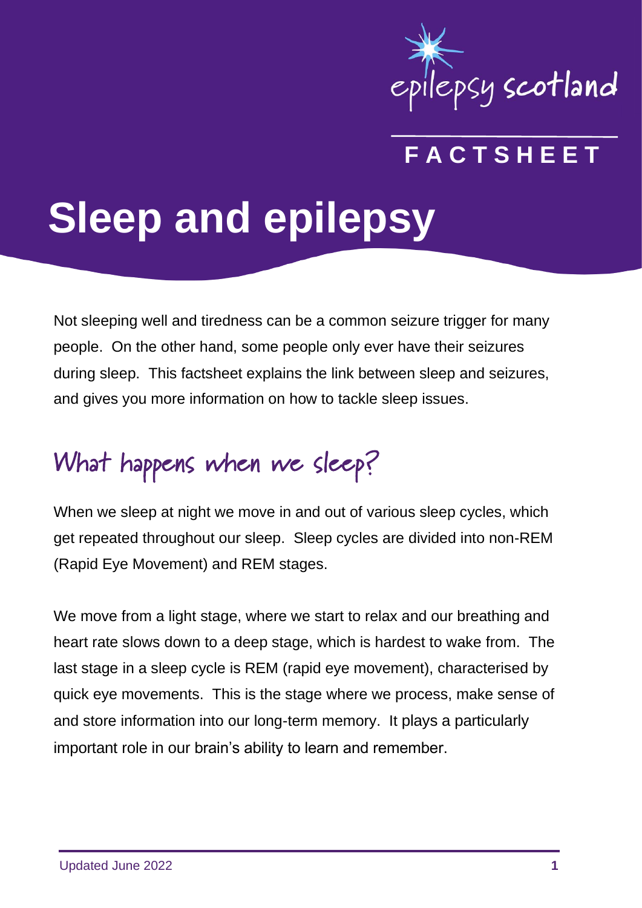epilepsy scotland

FACTSHEET

# Sleep and epilepsy

Not sleeping well and tiredness can be a common seizure trigger for many people. On the other hand, some people only ever have their seizures during sleep. This factsheet explains the link between sleep and seizures, and gives you more information on how to tackle sleep issues.

## What happens when we sleep?

When we sleep at night we move in and out of various sleep cycles, which get repeated throughout our sleep. Sleep cycles are divided into non-REM (Rapid Eye Movement) and REM stages.

We move from a light stage, where we start to relax and our breathing and heart rate slows down to a deep stage, which is hardest to wake from. The last stage in a sleep cycle is REM (rapid eye movement), characterised by quick eye movements. This is the stage where we process, make sense of and store information into our long-term memory. It plays a particularly important role in our brain's ability to learn and remember.

Updated June 2022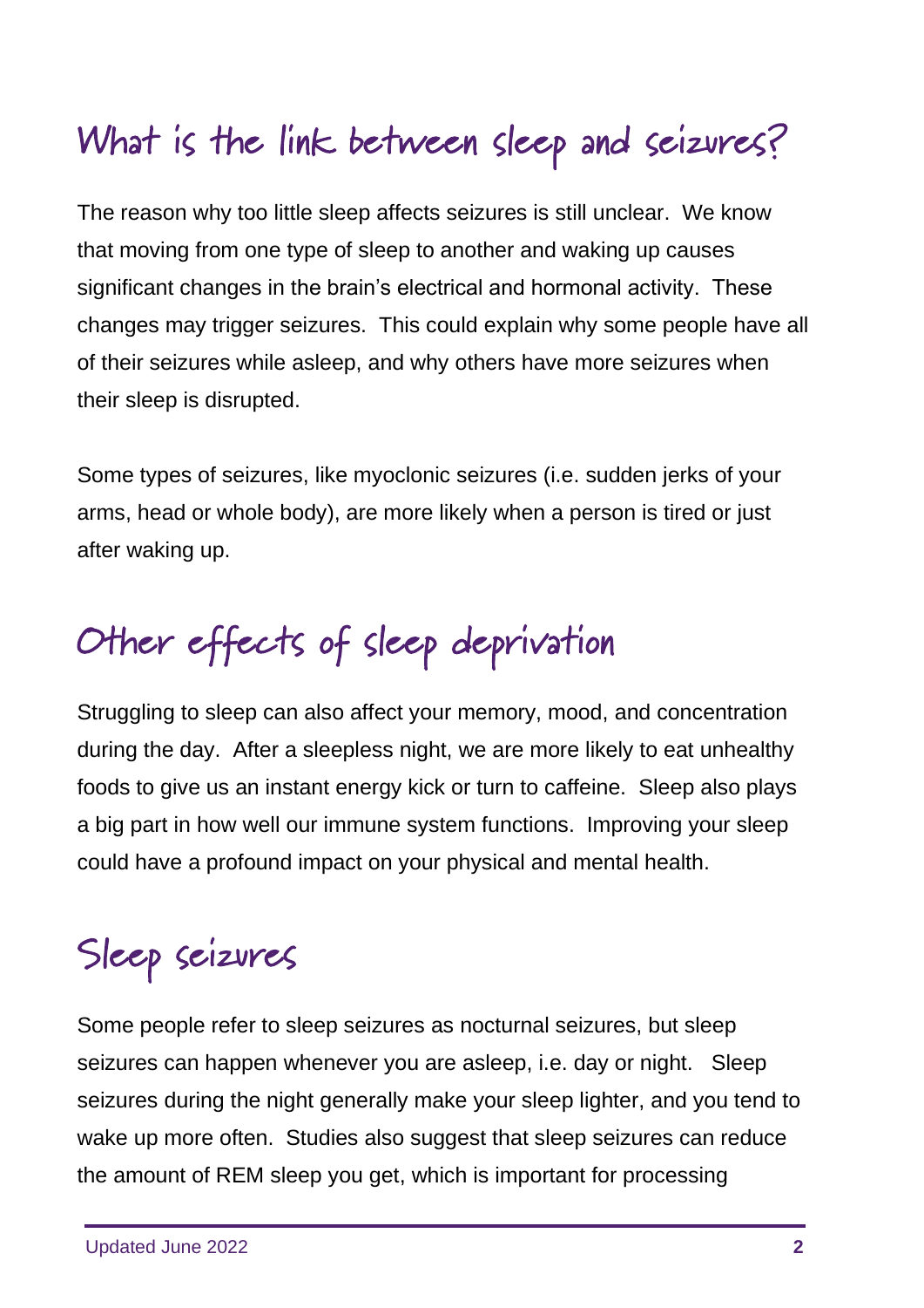## What is the link between sleep and seizures?

The reason why too little sleep affects seizures is still unclear. We know that moving from one type of sleep to another and waking up causes significant changes in the brain's electrical and hormonal activity. These changes may trigger seizures. This could explain why some people have all of their seizures while asleep, and why others have more seizures when their sleep is disrupted.

Some types of seizures, like myoclonic seizures (i.e. sudden jerks of your arms, head or whole body), are more likely when a person is tired or just after waking up.

## Other effects of sleep deprivation

Struggling to sleep can also affect your memory, mood, and concentration during the day. After a sleepless night, we are more likely to eat unhealthy foods to give us an instant energy kick or turn to caffeine. Sleep also plays a big part in how well our immune system functions. Improving your sleep could have a profound impact on your physical and mental health.

## Sleep seizures

Some people refer to sleep seizures as nocturnal seizures, but sleep seizures can happen whenever you are asleep, i.e. day or night. Sleep seizures during the night generally make your sleep lighter, and you tend to wake up more often. Studies also suggest that sleep seizures can reduce the amount of REM sleep you get, which is important for processing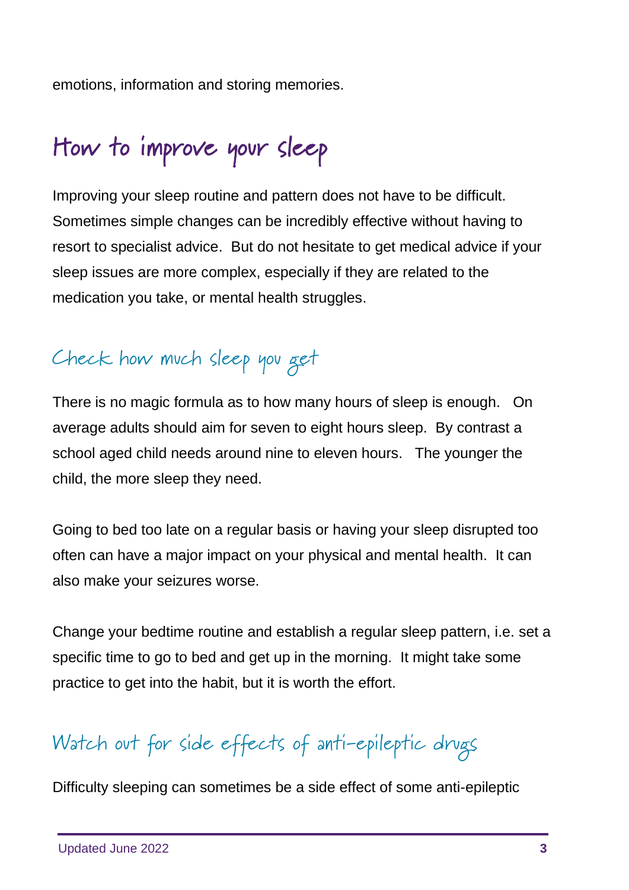emotions, information and storing memories.

# How to improve your sleep

Improving your sleep routine and pattern does not have to be difficult. Sometimes simple changes can be incredibly effective without having to resort to specialist advice. But do not hesitate to get medical advice if your sleep issues are more complex, especially if they are related to the medication you take, or mental health struggles.

## Check how much sleep you get

There is no magic formula as to how many hours of sleep is enough. On average adults should aim for seven to eight hours sleep. By contrast a school aged child needs around nine to eleven hours. The younger the child, the more sleep they need.

Going to bed too late on a regular basis or having your sleep disrupted too often can have a major impact on your physical and mental health. It can also make your seizures worse.

Change your bedtime routine and establish a regular sleep pattern, i.e. set a specific time to go to bed and get up in the morning. It might take some practice to get into the habit, but it is worth the effort.

## Watch out for side effects of anti-epileptic drugs

Difficulty sleeping can sometimes be a side effect of some anti-epileptic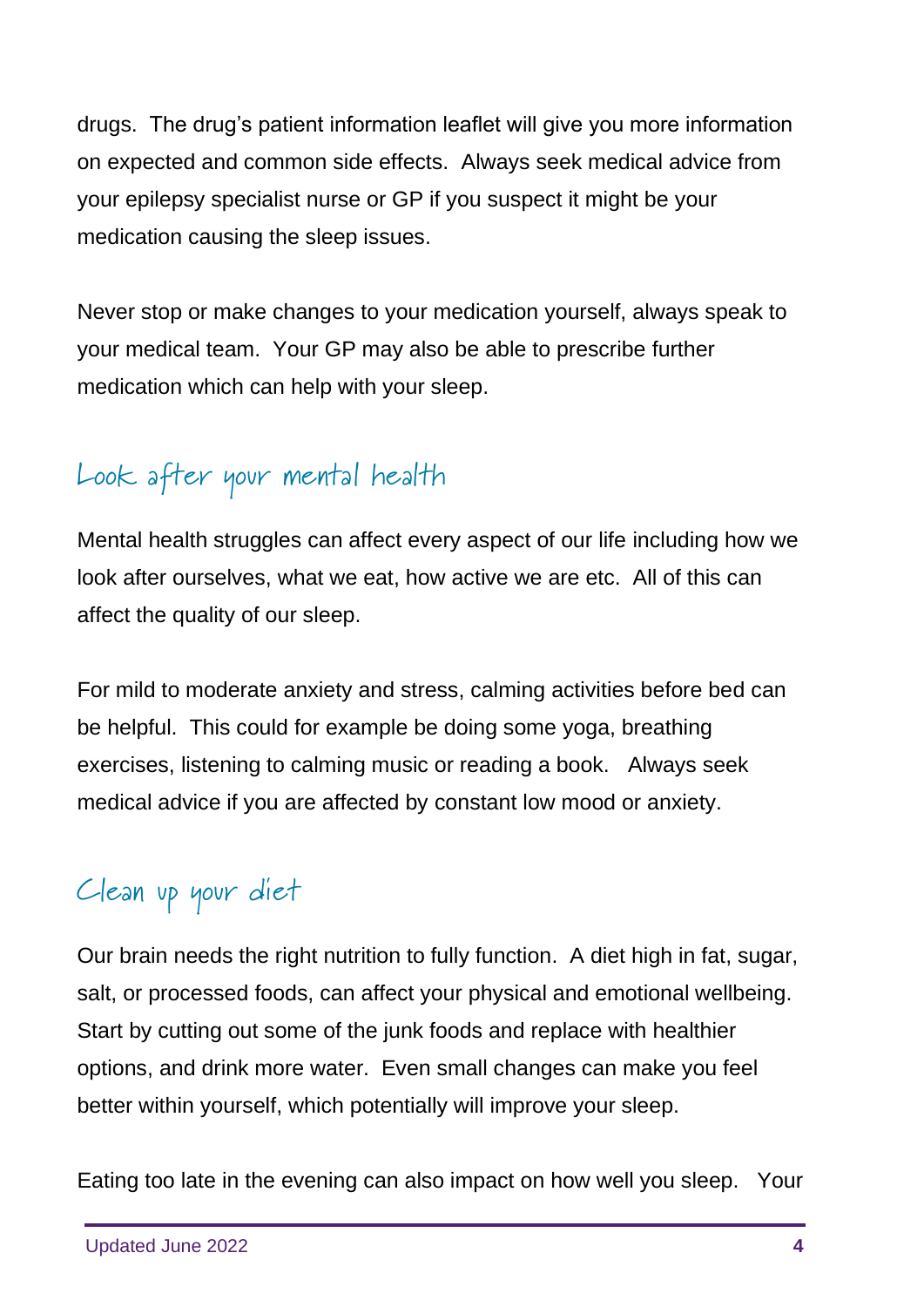drugs. The drug's patient information leaflet will give you more information on expected and common side effects. Always seek medical advice from your epilepsy specialist nurse or GP if you suspect it might be your medication causing the sleep issues.

Never stop or make changes to your medication yourself, always speak to your medical team. Your GP may also be able to prescribe further medication which can help with your sleep.

## Look after your mental health

Mental health struggles can affect every aspect of our life including how we look after ourselves, what we eat, how active we are etc. All of this can affect the quality of our sleep.

For mild to moderate anxiety and stress, calming activities before bed can be helpful. This could for example be doing some yoga, breathing exercises, listening to calming music or reading a book. Always seek medical advice if you are affected by constant low mood or anxiety.

## Clean up your diet

Our brain needs the right nutrition to fully function. A diet high in fat, sugar, salt, or processed foods, can affect your physical and emotional wellbeing. Start by cutting out some of the junk foods and replace with healthier options, and drink more water. Even small changes can make you feel better within yourself, which potentially will improve your sleep.

Eating too late in the evening can also impact on how well you sleep. Your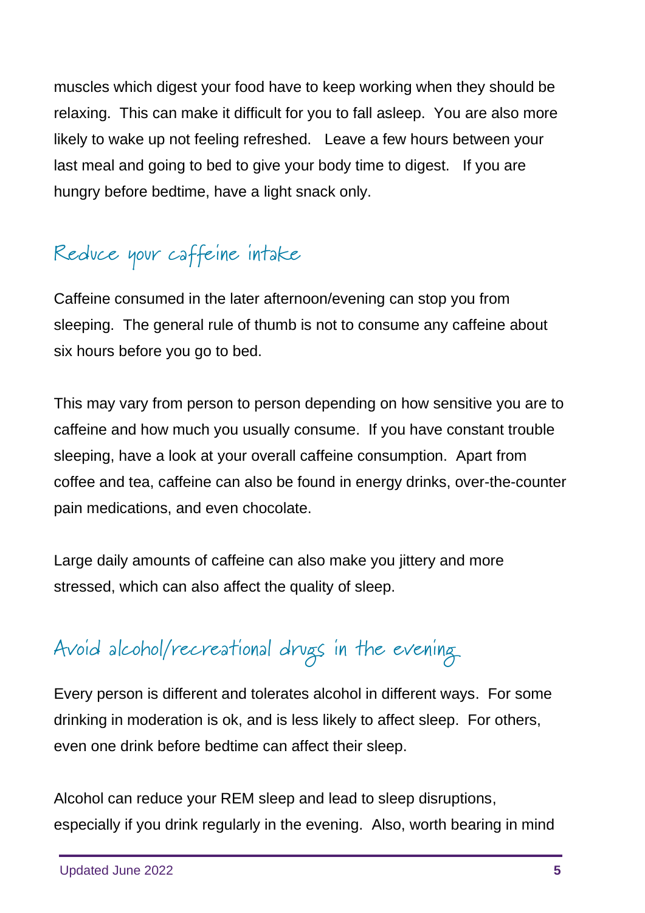muscles which digest your food have to keep working when they should be relaxing. This can make it difficult for you to fall asleep. You are also more likely to wake up not feeling refreshed. Leave a few hours between your last meal and going to bed to give your body time to digest. If you are hungry before bedtime, have a light snack only.

## Reduce your caffeine intake

Caffeine consumed in the later afternoon/evening can stop you from sleeping. The general rule of thumb is not to consume any caffeine about six hours before you go to bed.

This may vary from person to person depending on how sensitive you are to caffeine and how much you usually consume. If you have constant trouble sleeping, have a look at your overall caffeine consumption. Apart from coffee and tea, caffeine can also be found in energy drinks, over-the-counter pain medications, and even chocolate.

Large daily amounts of caffeine can also make you jittery and more stressed, which can also affect the quality of sleep.

## Avoid alcohol/recreational drugs in the evening

Every person is different and tolerates alcohol in different ways. For some drinking in moderation is ok, and is less likely to affect sleep. For others, even one drink before bedtime can affect their sleep.

Alcohol can reduce your REM sleep and lead to sleep disruptions, especially if you drink regularly in the evening. Also, worth bearing in mind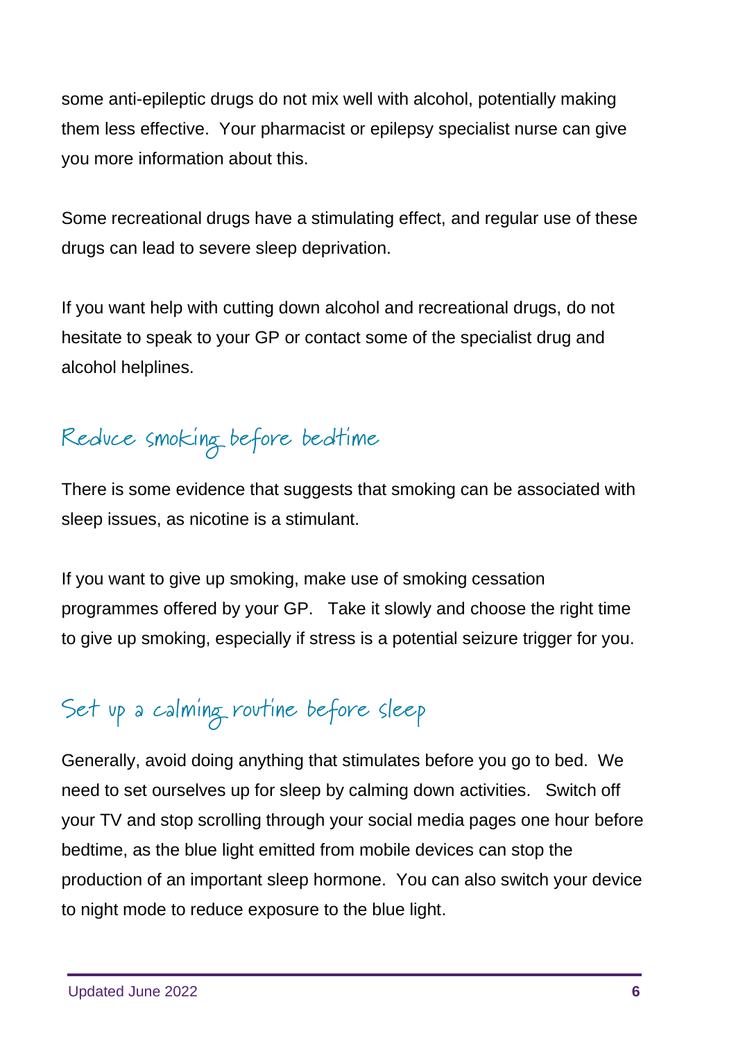some anti-epileptic drugs do not mix well with alcohol, potentially making them less effective. Your pharmacist or epilepsy specialist nurse can give you more information about this.

Some recreational drugs have a stimulating effect, and regular use of these drugs can lead to severe sleep deprivation.

If you want help with cutting down alcohol and recreational drugs, do not hesitate to speak to your GP or contact some of the specialist drug and alcohol helplines.

## Reduce smoking before bedtime

There is some evidence that suggests that smoking can be associated with sleep issues, as nicotine is a stimulant.

If you want to give up smoking, make use of smoking cessation programmes offered by your GP. Take it slowly and choose the right time to give up smoking, especially if stress is a potential seizure trigger for you.

## Set up a calming routine before sleep

Generally, avoid doing anything that stimulates before you go to bed. We need to set ourselves up for sleep by calming down activities. Switch off your TV and stop scrolling through your social media pages one hour before bedtime, as the blue light emitted from mobile devices can stop the production of an important sleep hormone. You can also switch your device to night mode to reduce exposure to the blue light.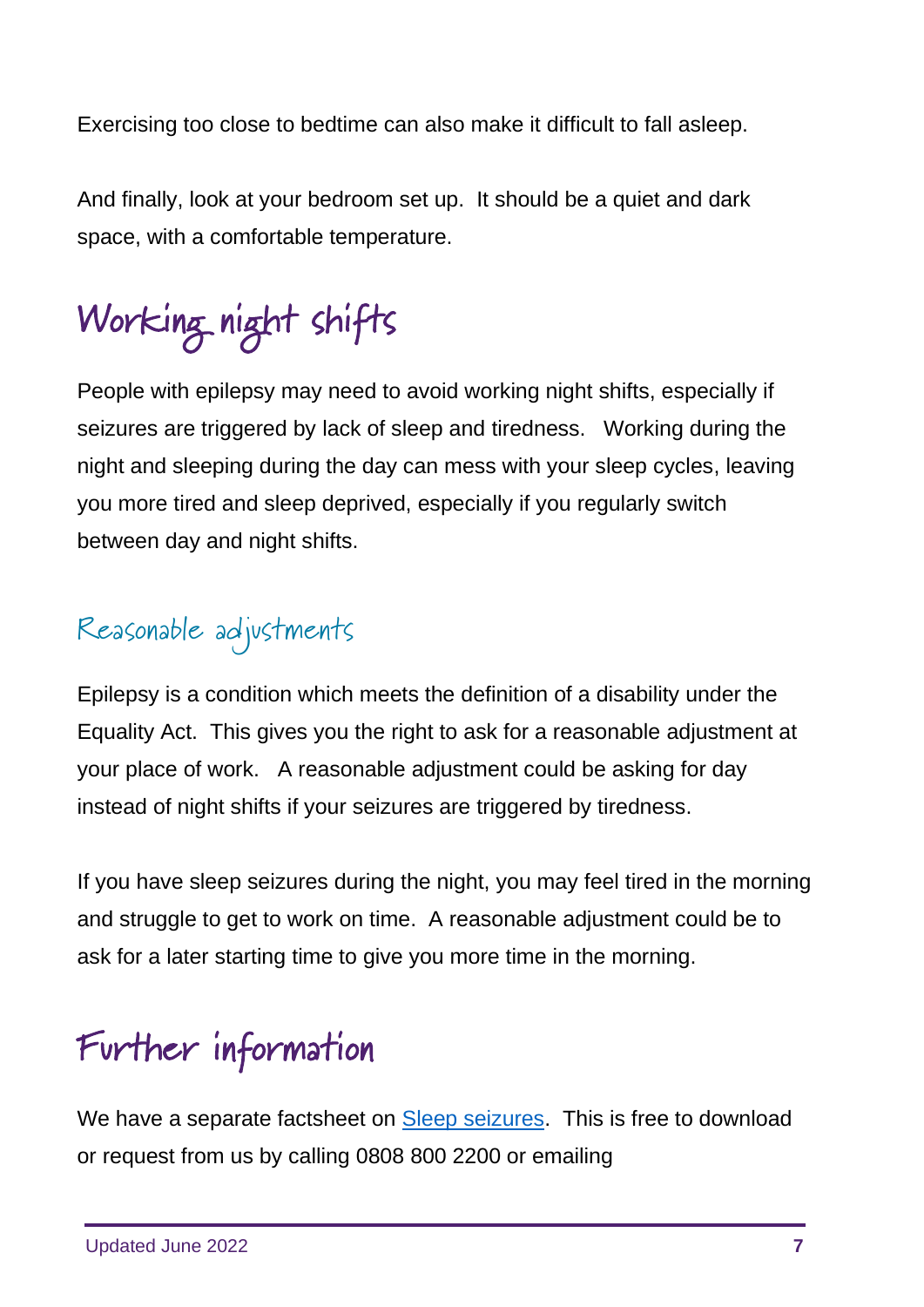Exercising too close to bedtime can also make it difficult to fall asleep.

And finally, look at your bedroom set up. It should be a quiet and dark space, with a comfortable temperature.

# Working night shifts

People with epilepsy may need to avoid working night shifts, especially if seizures are triggered by lack of sleep and tiredness. Working during the night and sleeping during the day can mess with your sleep cycles, leaving you more tired and sleep deprived, especially if you regularly switch between day and night shifts.

## Reasonable adjustments

Epilepsy is a condition which meets the definition of a disability under the Equality Act. This gives you the right to ask for a reasonable adjustment at your place of work. A reasonable adjustment could be asking for day instead of night shifts if your seizures are triggered by tiredness.

If you have sleep seizures during the night, you may feel tired in the morning and struggle to get to work on time. A reasonable adjustment could be to ask for a later starting time to give you more time in the morning.

# Further information

We have a separate factsheet on [Sleep seizures](). This is free to download or request from us by calling 0808 800 2200 or emailing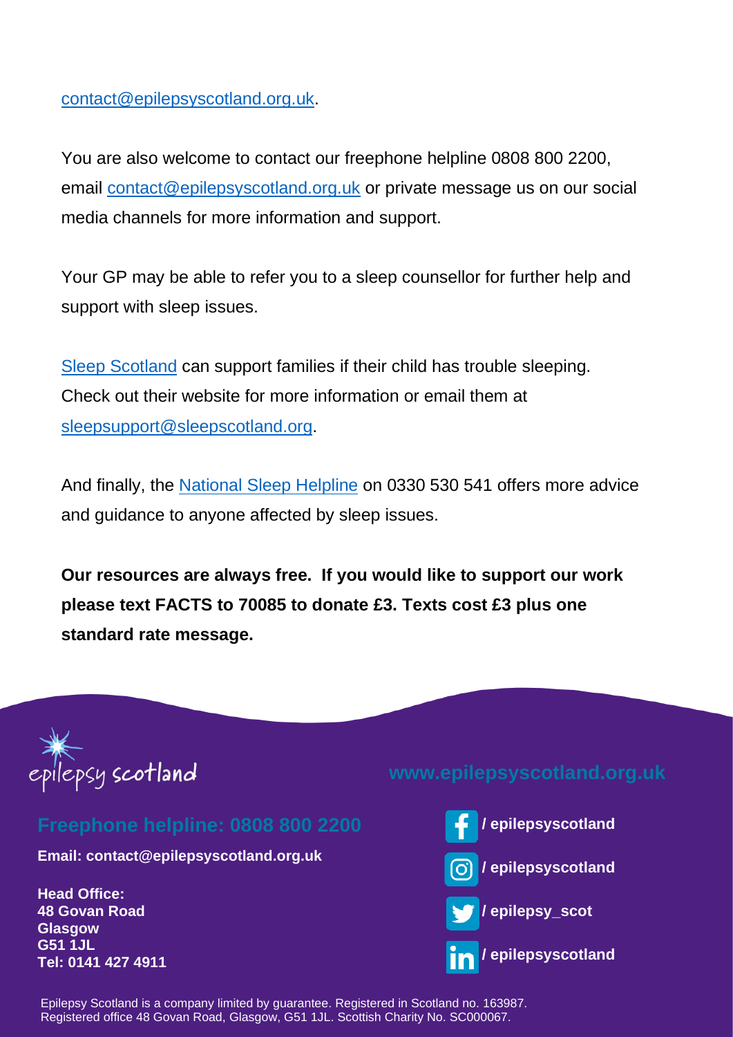contact@epilepsyscotland.org.uk.

You are also welcome to contact our freephone helpline 0808 800 2200, email contact@epilepsyscotland.org.uk or private message us on our social media channels for more information and support.

Your GP may be able to refer you to a sleep counsellor for further help and support with sleep issues.

Sleep Scotland can support families if their child has trouble sleeping. Check out their website for more information or email them at sleepsupport@sleepscotland.org.

And finally, the National Sleep Helpline on 0330 530 541 offers more advice and guidance to anyone affected by sleep issues.

**Our resources are always free. If you would like to support our work please text FACTS to 70085 to donate £3. Texts cost £3 plus one standard rate message.**

epilepsy scotland

www.epilepsyscotland.org.uk

**Freephone helpline: 0808 800 2200**

**Email: contact@epilepsyscotland.org.uk**

**Head Office:**
**48 Govan Road**
**Glasgow**
**G51 1JL**
**Tel: 0141 427 4911**

**/ epilepsyscotland**

**/ epilepsyscotland**

**/ epilepsy_scot**

**/ epilepsyscotland**

Epilepsy Scotland is a company limited by guarantee. Registered in Scotland no. 163987. Registered office 48 Govan Road, Glasgow, G51 1JL. Scottish Charity No. SC000067.